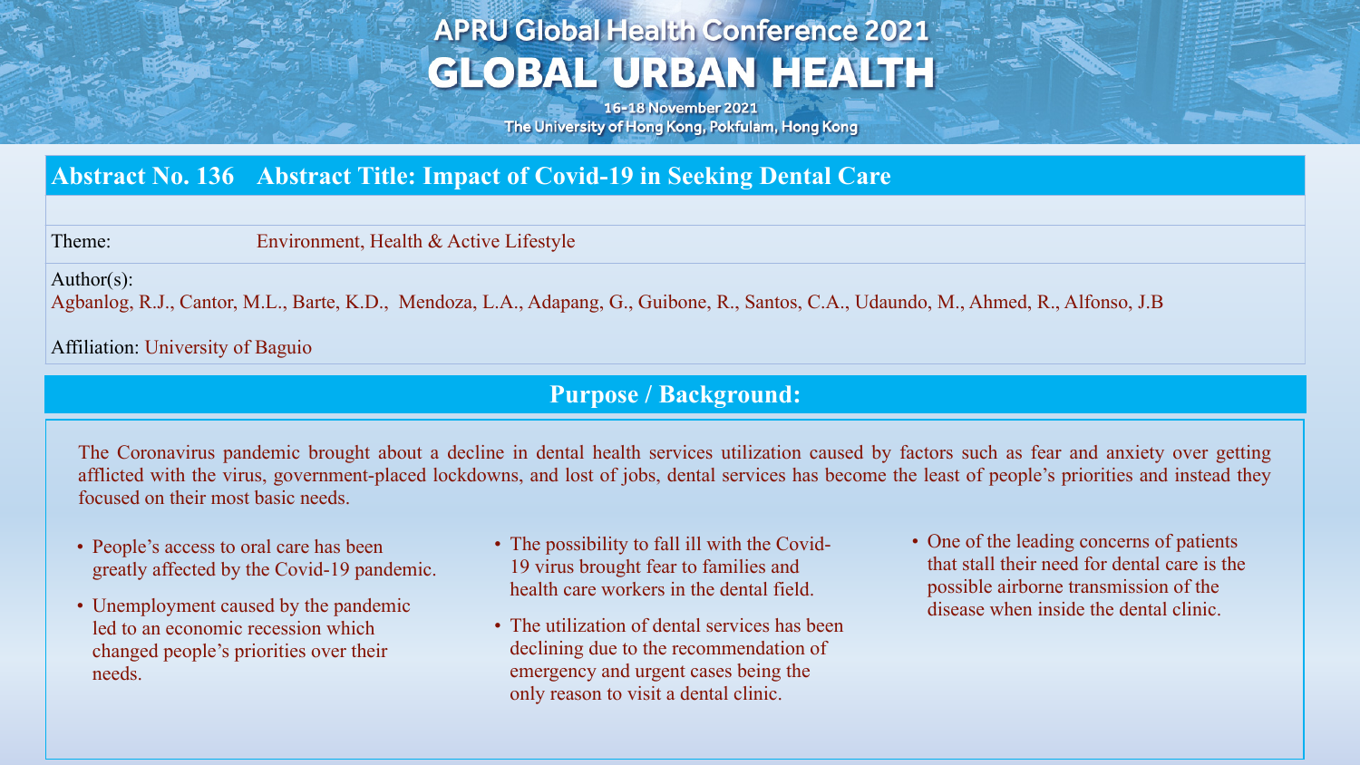# APRU Global Health Conference 2021

# GLOBAL URBAN HEALTH

16-18 November 2021

The University of Hong Kong, Pokfulam, Hong Kong

## Abstract No. 136 Abstract Title: Impact of Covid-19 in Seeking Dental Care

Theme: Environment, Health & Active Lifestyle

Author(s):

Agbanlog, R.J., Cantor, M.L., Barte, K.D., Mendoza, L.A., Adapang, G., Guibone, R., Santos, C.A., Udaundo, M., Ahmed, R., Alfonso, J.B

Affiliation: University of Baguio

## Purpose / Background:

The Coronavirus pandemic brought about a decline in dental health services utilization caused by factors such as fear and anxiety over getting afflicted with the virus, government-placed lockdowns, and lost of jobs, dental services has become the least of people's priorities and instead they focused on their most basic needs.

- People's access to oral care has been greatly affected by the Covid-19 pandemic.
- Unemployment caused by the pandemic led to an economic recession which changed people's priorities over their needs.
- The possibility to fall ill with the Covid-19 virus brought fear to families and health care workers in the dental field.
- The utilization of dental services has been declining due to the recommendation of emergency and urgent cases being the only reason to visit a dental clinic.
- One of the leading concerns of patients that stall their need for dental care is the possible airborne transmission of the disease when inside the dental clinic.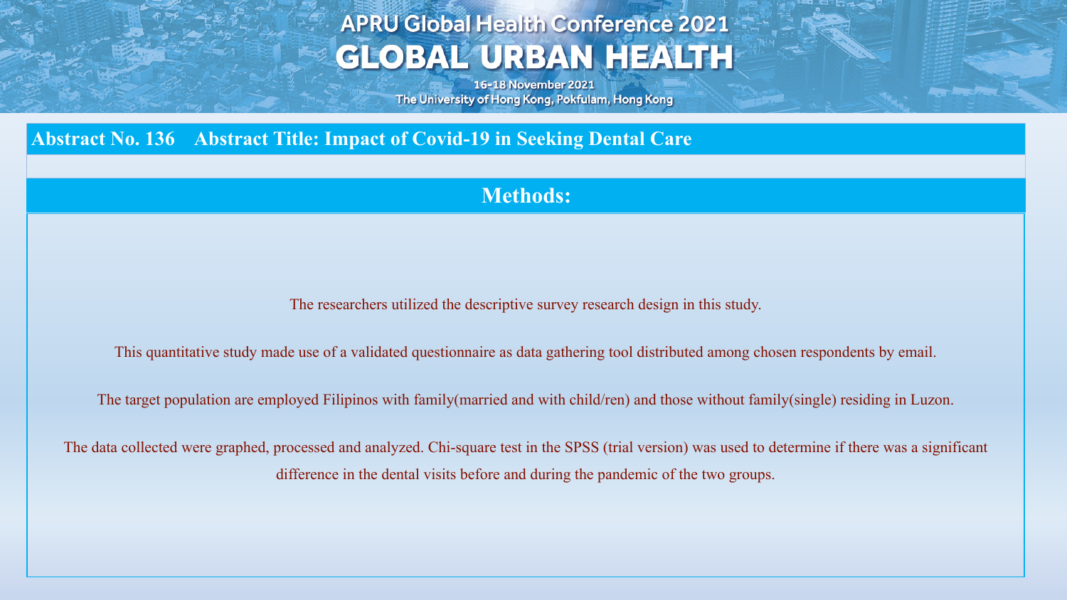## Abstract No. 136 Abstract Title: Impact of Covid-19 in Seeking Dental Care

## Methods:

The researchers utilized the descriptive survey research design in this study.

This quantitative study made use of a validated questionnaire as data gathering tool distributed among chosen respondents by email.

The target population are employed Filipinos with family(married and with child/ren) and those without family(single) residing in Luzon.

The data collected were graphed, processed and analyzed. Chi-square test in the SPSS (trial version) was used to determine if there was a significant difference in the dental visits before and during the pandemic of the two groups.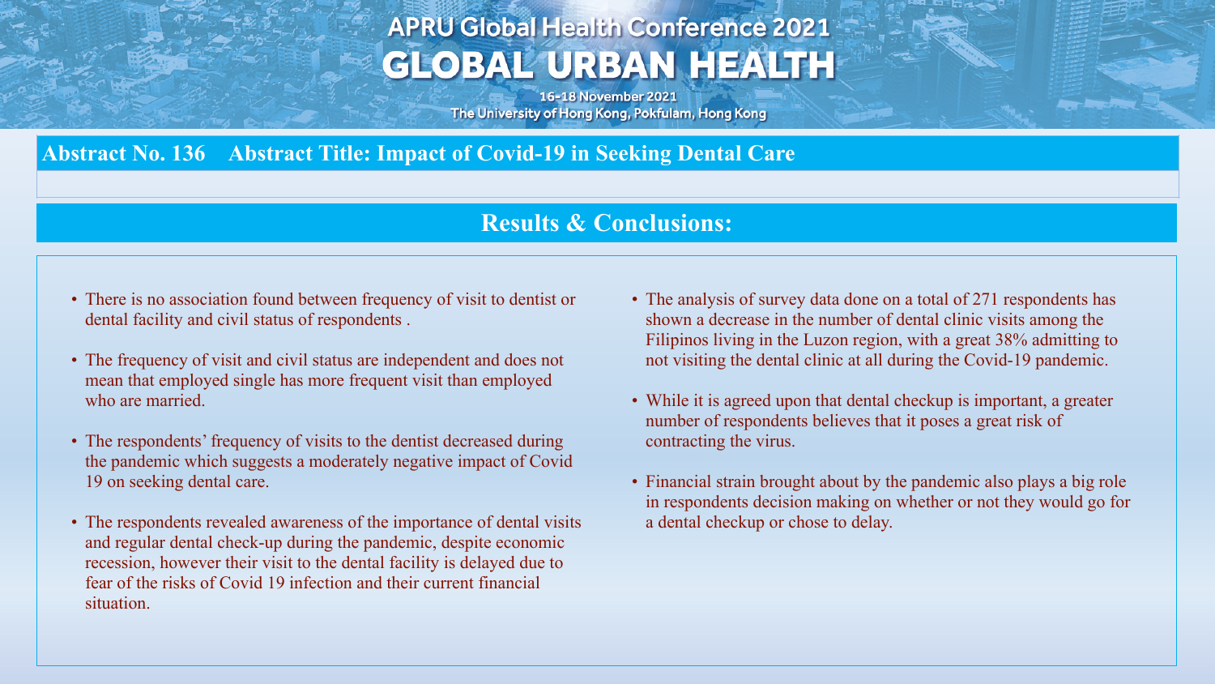## Abstract No. 136 Abstract Title: Impact of Covid-19 in Seeking Dental Care

## Results & Conclusions:

- There is no association found between frequency of visit to dentist or dental facility and civil status of respondents .
- The frequency of visit and civil status are independent and does not mean that employed single has more frequent visit than employed who are married.
- The respondents' frequency of visits to the dentist decreased during the pandemic which suggests a moderately negative impact of Covid 19 on seeking dental care.
- The respondents revealed awareness of the importance of dental visits and regular dental check-up during the pandemic, despite economic recession, however their visit to the dental facility is delayed due to fear of the risks of Covid 19 infection and their current financial situation.
- The analysis of survey data done on a total of 271 respondents has shown a decrease in the number of dental clinic visits among the Filipinos living in the Luzon region, with a great 38% admitting to not visiting the dental clinic at all during the Covid-19 pandemic.
- While it is agreed upon that dental checkup is important, a greater number of respondents believes that it poses a great risk of contracting the virus.
- Financial strain brought about by the pandemic also plays a big role in respondents decision making on whether or not they would go for a dental checkup or chose to delay.